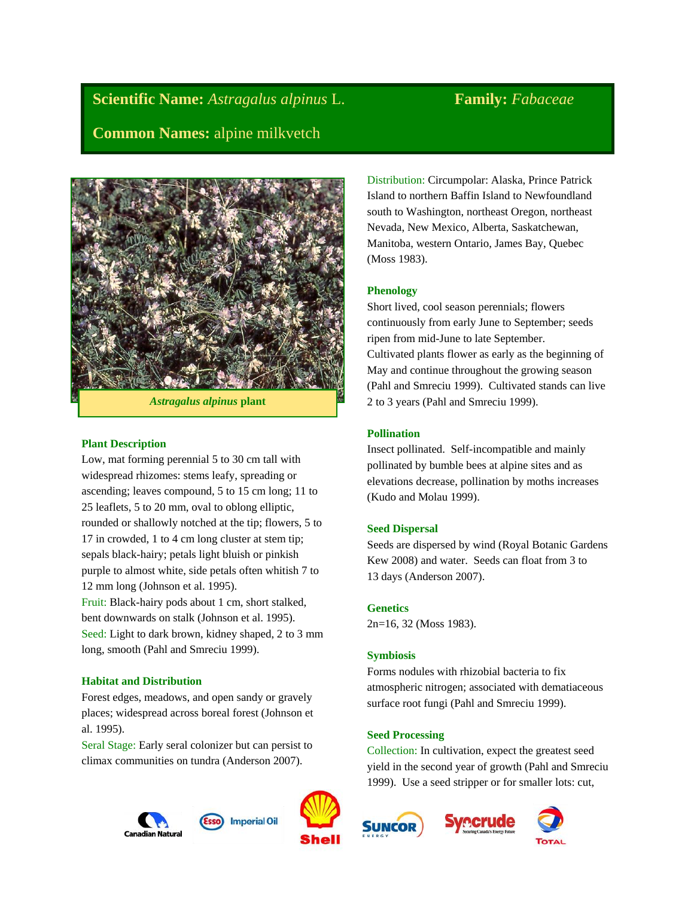**Scientific Name:** *Astragalus alpinus* L. **Family:** *Fabaceae*

**Common Names:** alpine milkvetch

*Astragalus alpinus* **plant**

## Plant Description

Low, mat forming perennial 5 to 30 cm tall with widespread rhizomes: stems leafy, spreading or ascending; leaves compound, 5 to 15 cm long; 11 to 25 leaflets, 5 to 20 mm, oval to oblong elliptic, rounded or shallowly notched at the tip; flowers, 5 to 17 in crowded, 1 to 4 cm long cluster at stem tip; sepals black-hairy; petals light bluish or pinkish purple to almost white, side petals often whitish 7 to 12 mm long (Johnson et al. 1995).

Fruit: Black-hairy pods about 1 cm, short stalked, bent downwards on stalk (Johnson et al. 1995).

Seed: Light to dark brown, kidney shaped, 2 to 3 mm long, smooth (Pahl and Smreciu 1999).

## Habitat and Distribution

Forest edges, meadows, and open sandy or gravely places; widespread across boreal forest (Johnson et al. 1995).

Seral Stage: Early seral colonizer but can persist to climax communities on tundra (Anderson 2007).

Distribution: Circumpolar: Alaska, Prince Patrick Island to northern Baffin Island to Newfoundland south to Washington, northeast Oregon, northeast Nevada, New Mexico, Alberta, Saskatchewan, Manitoba, western Ontario, James Bay, Quebec (Moss 1983).

## Phenology

Short lived, cool season perennials; flowers continuously from early June to September; seeds ripen from mid-June to late September.

Cultivated plants flower as early as the beginning of May and continue throughout the growing season (Pahl and Smreciu 1999). Cultivated stands can live 2 to 3 years (Pahl and Smreciu 1999).

## Pollination

Insect pollinated. Self-incompatible and mainly pollinated by bumble bees at alpine sites and as elevations decrease, pollination by moths increases (Kudo and Molau 1999).

## Seed Dispersal

Seeds are dispersed by wind (Royal Botanic Gardens Kew 2008) and water. Seeds can float from 3 to 13 days (Anderson 2007).

## Genetics

2n=16, 32 (Moss 1983).

## Symbiosis

Forms nodules with rhizobial bacteria to fix atmospheric nitrogen; associated with dematiaceous surface root fungi (Pahl and Smreciu 1999).

## Seed Processing

Collection: In cultivation, expect the greatest seed yield in the second year of growth (Pahl and Smreciu 1999). Use a seed stripper or for smaller lots: cut,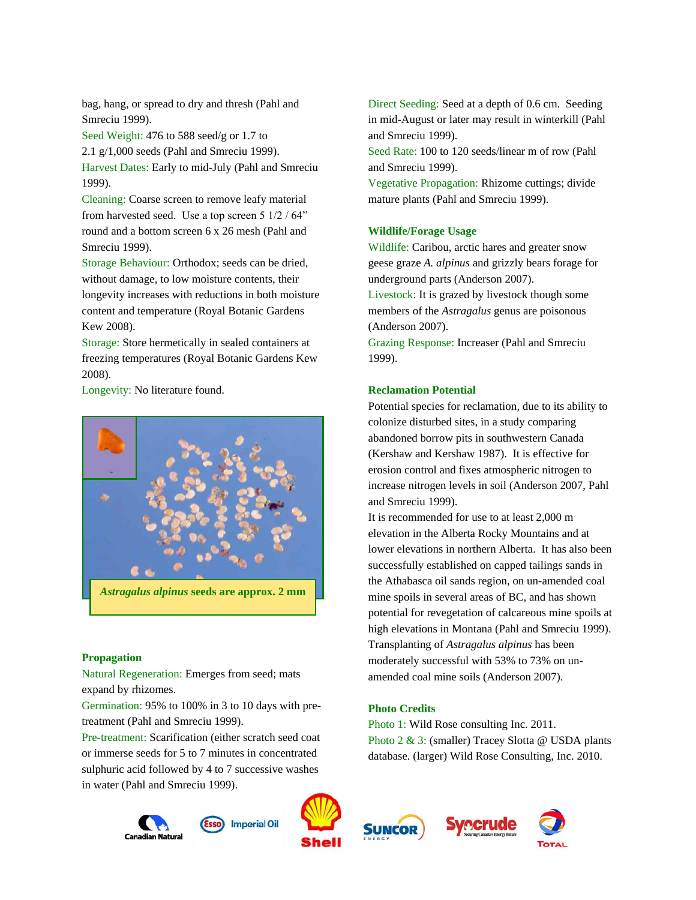bag, hang, or spread to dry and thresh (Pahl and Smreciu 1999).

Seed Weight: 476 to 588 seed/g or 1.7 to 2.1 g/1,000 seeds (Pahl and Smreciu 1999).

Harvest Dates: Early to mid-July (Pahl and Smreciu 1999).

Cleaning: Coarse screen to remove leafy material from harvested seed. Use a top screen 5 1/2 / 64" round and a bottom screen 6 x 26 mesh (Pahl and Smreciu 1999).

Storage Behaviour: Orthodox; seeds can be dried, without damage, to low moisture contents, their longevity increases with reductions in both moisture content and temperature (Royal Botanic Gardens Kew 2008).

Storage: Store hermetically in sealed containers at freezing temperatures (Royal Botanic Gardens Kew 2008).

Longevity: No literature found.

***Astragalus alpinus* seeds are approx. 2 mm**

## Propagation

Natural Regeneration: Emerges from seed; mats expand by rhizomes.

Germination: 95% to 100% in 3 to 10 days with pre-treatment (Pahl and Smreciu 1999).

Pre-treatment: Scarification (either scratch seed coat or immerse seeds for 5 to 7 minutes in concentrated sulphuric acid followed by 4 to 7 successive washes in water (Pahl and Smreciu 1999).

Direct Seeding: Seed at a depth of 0.6 cm. Seeding in mid-August or later may result in winterkill (Pahl and Smreciu 1999).

Seed Rate: 100 to 120 seeds/linear m of row (Pahl and Smreciu 1999).

Vegetative Propagation: Rhizome cuttings; divide mature plants (Pahl and Smreciu 1999).

## Wildlife/Forage Usage

Wildlife: Caribou, arctic hares and greater snow geese graze *A. alpinus* and grizzly bears forage for underground parts (Anderson 2007).

Livestock: It is grazed by livestock though some members of the *Astragalus* genus are poisonous (Anderson 2007).

Grazing Response: Increaser (Pahl and Smreciu 1999).

## Reclamation Potential

Potential species for reclamation, due to its ability to colonize disturbed sites, in a study comparing abandoned borrow pits in southwestern Canada (Kershaw and Kershaw 1987). It is effective for erosion control and fixes atmospheric nitrogen to increase nitrogen levels in soil (Anderson 2007, Pahl and Smreciu 1999).

It is recommended for use to at least 2,000 m elevation in the Alberta Rocky Mountains and at lower elevations in northern Alberta. It has also been successfully established on capped tailings sands in the Athabasca oil sands region, on un-amended coal mine spoils in several areas of BC, and has shown potential for revegetation of calcareous mine spoils at high elevations in Montana (Pahl and Smreciu 1999). Transplanting of *Astragalus alpinus* has been moderately successful with 53% to 73% on un-amended coal mine soils (Anderson 2007).

## Photo Credits

Photo 1: Wild Rose consulting Inc. 2011.

Photo 2 & 3: (smaller) Tracey Slotta @ USDA plants database. (larger) Wild Rose Consulting, Inc. 2010.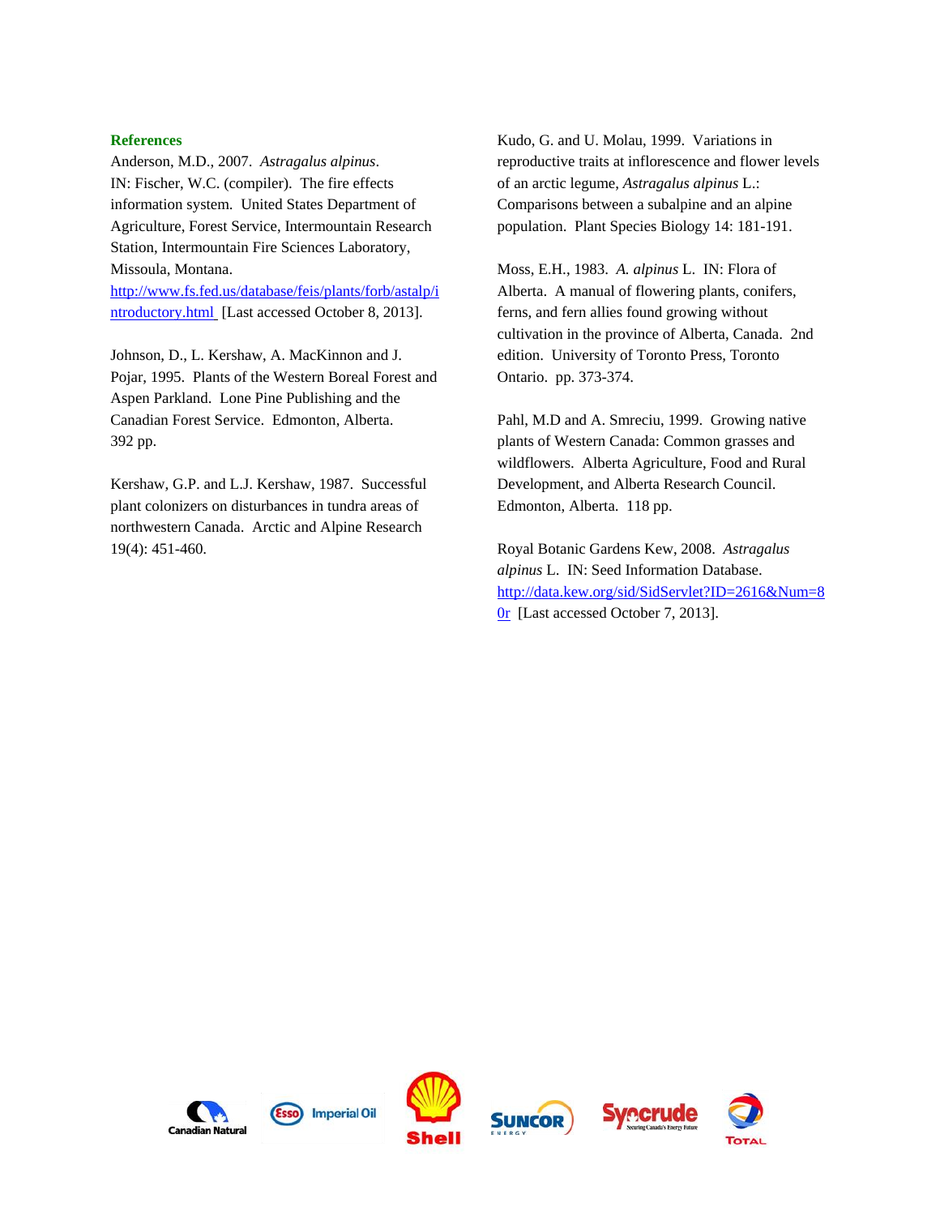**References**

Anderson, M.D., 2007. *Astragalus alpinus*. IN: Fischer, W.C. (compiler). The fire effects information system. United States Department of Agriculture, Forest Service, Intermountain Research Station, Intermountain Fire Sciences Laboratory, Missoula, Montana. http://www.fs.fed.us/database/feis/plants/forb/astalp/introductory.html [Last accessed October 8, 2013].

Johnson, D., L. Kershaw, A. MacKinnon and J. Pojar, 1995. Plants of the Western Boreal Forest and Aspen Parkland. Lone Pine Publishing and the Canadian Forest Service. Edmonton, Alberta. 392 pp.

Kershaw, G.P. and L.J. Kershaw, 1987. Successful plant colonizers on disturbances in tundra areas of northwestern Canada. Arctic and Alpine Research 19(4): 451-460.

Kudo, G. and U. Molau, 1999. Variations in reproductive traits at inflorescence and flower levels of an arctic legume, *Astragalus alpinus* L.: Comparisons between a subalpine and an alpine population. Plant Species Biology 14: 181-191.

Moss, E.H., 1983. *A. alpinus* L. IN: Flora of Alberta. A manual of flowering plants, conifers, ferns, and fern allies found growing without cultivation in the province of Alberta, Canada. 2nd edition. University of Toronto Press, Toronto Ontario. pp. 373-374.

Pahl, M.D and A. Smreciu, 1999. Growing native plants of Western Canada: Common grasses and wildflowers. Alberta Agriculture, Food and Rural Development, and Alberta Research Council. Edmonton, Alberta. 118 pp.

Royal Botanic Gardens Kew, 2008. *Astragalus alpinus* L. IN: Seed Information Database. http://data.kew.org/sid/SidServlet?ID=2616&Num=80r [Last accessed October 7, 2013].